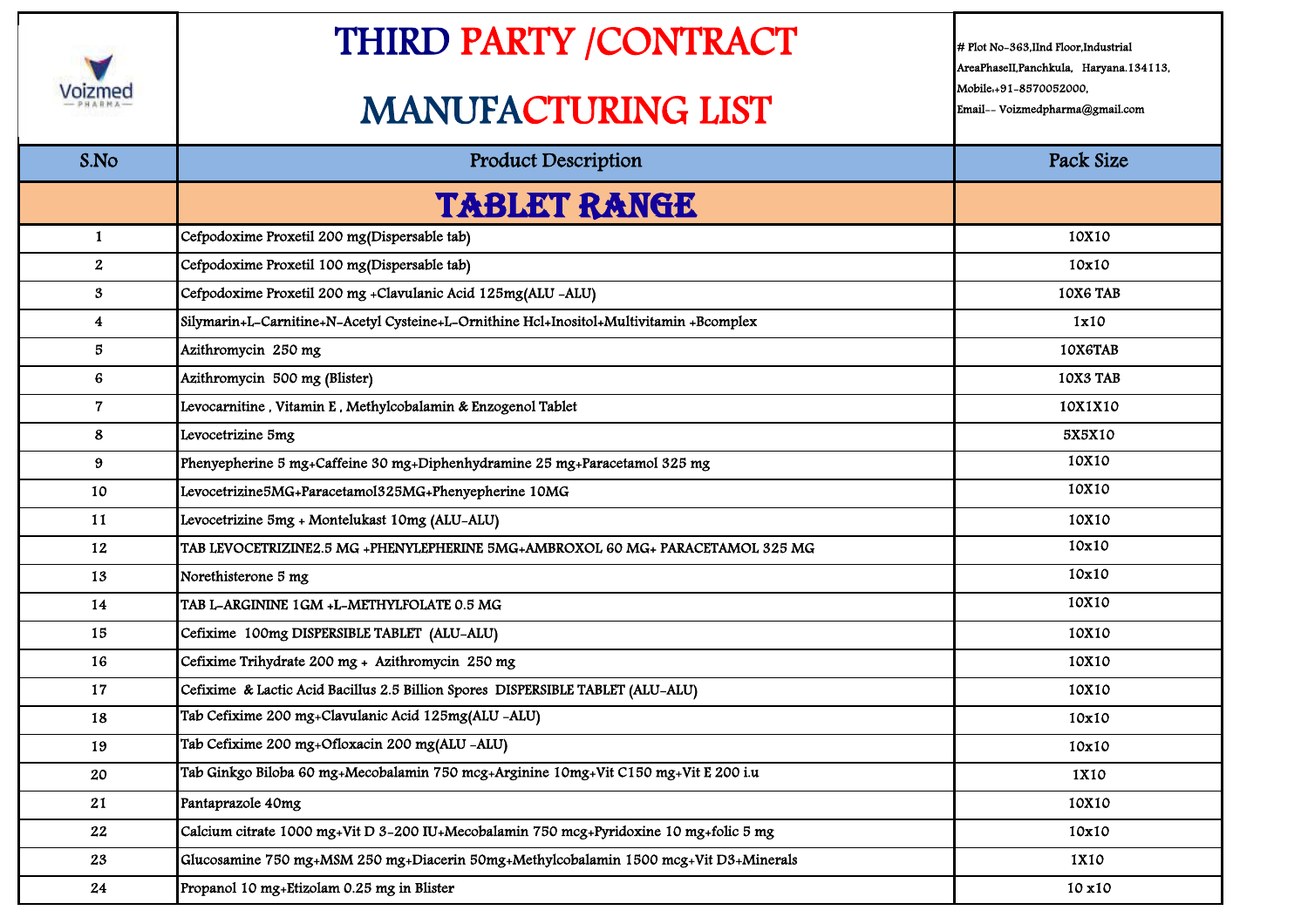Voizmed PHARMA

# THIRD PARTY /CONTRACT MANUFACTURING LIST

# Plot No-363,IInd Floor,Industrial AreaPhaseII,Panchkula, Haryana.134113, Mobile:+91-8570052000, Email-- Voizmedpharma@gmail.com

| S.No | Product Description | Pack Size |
|---|---|---|
| | **TABLET RANGE** | |
| 1 | Cefpodoxime Proxetil 200 mg(Dispersable tab) | 10X10 |
| 2 | Cefpodoxime Proxetil 100 mg(Dispersable tab) | 10x10 |
| 3 | Cefpodoxime Proxetil 200 mg +Clavulanic Acid 125mg(ALU -ALU) | 10X6 TAB |
| 4 | Silymarin+L-Carnitine+N-Acetyl Cysteine+L-Ornithine Hcl+Inositol+Multivitamin +Bcomplex | 1x10 |
| 5 | Azithromycin 250 mg | 10X6TAB |
| 6 | Azithromycin 500 mg (Blister) | 10X3 TAB |
| 7 | Levocarnitine , Vitamin E , Methylcobalamin & Enzogenol Tablet | 10X1X10 |
| 8 | Levocetrizine 5mg | 5X5X10 |
| 9 | Phenyepherine 5 mg+Caffeine 30 mg+Diphenhydramine 25 mg+Paracetamol 325 mg | 10X10 |
| 10 | Levocetrizine5MG+Paracetamol325MG+Phenyepherine 10MG | 10X10 |
| 11 | Levocetrizine 5mg + Montelukast 10mg (ALU-ALU) | 10X10 |
| 12 | TAB LEVOCETRIZINE2.5 MG +PHENYLEPHERINE 5MG+AMBROXOL 60 MG+ PARACETAMOL 325 MG | 10x10 |
| 13 | Norethisterone 5 mg | 10x10 |
| 14 | TAB L-ARGININE 1GM +L-METHYLFOLATE 0.5 MG | 10X10 |
| 15 | Cefixime 100mg DISPERSIBLE TABLET (ALU-ALU) | 10X10 |
| 16 | Cefixime Trihydrate 200 mg + Azithromycin 250 mg | 10X10 |
| 17 | Cefixime & Lactic Acid Bacillus 2.5 Billion Spores DISPERSIBLE TABLET (ALU-ALU) | 10X10 |
| 18 | Tab Cefixime 200 mg+Clavulanic Acid 125mg(ALU -ALU) | 10x10 |
| 19 | Tab Cefixime 200 mg+Ofloxacin 200 mg(ALU -ALU) | 10x10 |
| 20 | Tab Ginkgo Biloba 60 mg+Mecobalamin 750 mcg+Arginine 10mg+Vit C150 mg+Vit E 200 i.u | 1X10 |
| 21 | Pantaprazole 40mg | 10X10 |
| 22 | Calcium citrate 1000 mg+Vit D 3-200 IU+Mecobalamin 750 mcg+Pyridoxine 10 mg+folic 5 mg | 10x10 |
| 23 | Glucosamine 750 mg+MSM 250 mg+Diacerin 50mg+Methylcobalamin 1500 mcg+Vit D3+Minerals | 1X10 |
| 24 | Propanol 10 mg+Etizolam 0.25 mg in Blister | 10 x10 |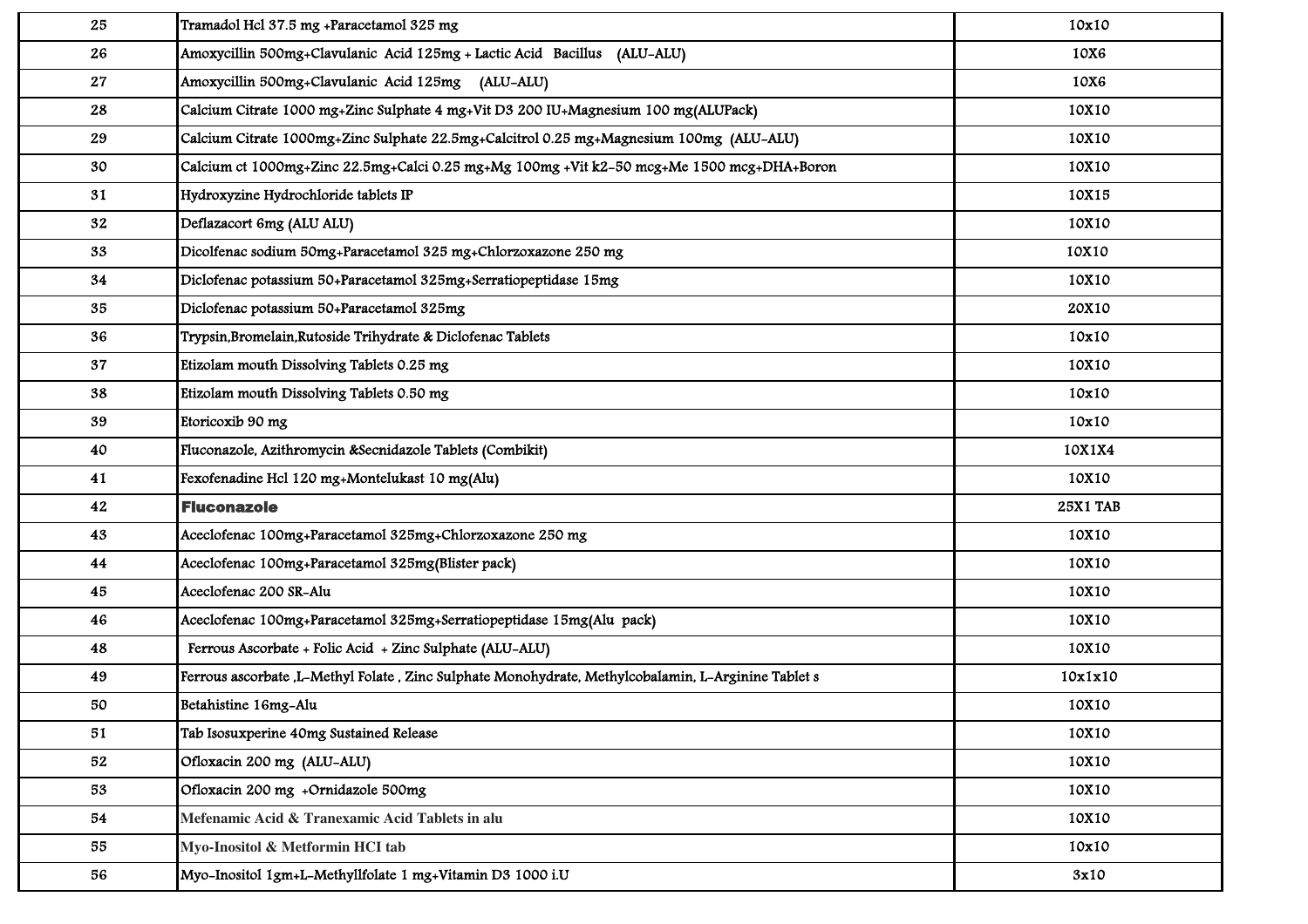| | | |
|---|---|---|
| 25 | Tramadol Hcl 37.5 mg +Paracetamol 325 mg | 10x10 |
| 26 | Amoxycillin 500mg+Clavulanic Acid 125mg + Lactic Acid Bacillus (ALU-ALU) | 10X6 |
| 27 | Amoxycillin 500mg+Clavulanic Acid 125mg (ALU-ALU) | 10X6 |
| 28 | Calcium Citrate 1000 mg+Zinc Sulphate 4 mg+Vit D3 200 IU+Magnesium 100 mg(ALUPack) | 10X10 |
| 29 | Calcium Citrate 1000mg+Zinc Sulphate 22.5mg+Calcitrol 0.25 mg+Magnesium 100mg (ALU-ALU) | 10X10 |
| 30 | Calcium ct 1000mg+Zinc 22.5mg+Calci 0.25 mg+Mg 100mg +Vit k2-50 mcg+Me 1500 mcg+DHA+Boron | 10X10 |
| 31 | Hydroxyzine Hydrochloride tablets IP | 10X15 |
| 32 | Deflazacort 6mg (ALU ALU) | 10X10 |
| 33 | Dicolfenac sodium 50mg+Paracetamol 325 mg+Chlorzoxazone 250 mg | 10X10 |
| 34 | Diclofenac potassium 50+Paracetamol 325mg+Serratiopeptidase 15mg | 10X10 |
| 35 | Diclofenac potassium 50+Paracetamol 325mg | 20X10 |
| 36 | Trypsin,Bromelain,Rutoside Trihydrate & Diclofenac Tablets | 10x10 |
| 37 | Etizolam mouth Dissolving Tablets 0.25 mg | 10X10 |
| 38 | Etizolam mouth Dissolving Tablets 0.50 mg | 10x10 |
| 39 | Etoricoxib 90 mg | 10x10 |
| 40 | Fluconazole, Azithromycin &Secnidazole Tablets (Combikit) | 10X1X4 |
| 41 | Fexofenadine Hcl 120 mg+Montelukast 10 mg(Alu) | 10X10 |
| 42 | **Fluconazole** | 25X1 TAB |
| 43 | Aceclofenac 100mg+Paracetamol 325mg+Chlorzoxazone 250 mg | 10X10 |
| 44 | Aceclofenac 100mg+Paracetamol 325mg(Blister pack) | 10X10 |
| 45 | Aceclofenac 200 SR-Alu | 10X10 |
| 46 | Aceclofenac 100mg+Paracetamol 325mg+Serratiopeptidase 15mg(Alu pack) | 10X10 |
| 48 | Ferrous Ascorbate + Folic Acid + Zinc Sulphate (ALU-ALU) | 10X10 |
| 49 | Ferrous ascorbate ,L-Methyl Folate , Zinc Sulphate Monohydrate, Methylcobalamin, L-Arginine Tablet s | 10x1x10 |
| 50 | Betahistine 16mg-Alu | 10X10 |
| 51 | Tab Isosuxperine 40mg Sustained Release | 10X10 |
| 52 | Ofloxacin 200 mg (ALU-ALU) | 10X10 |
| 53 | Ofloxacin 200 mg +Ornidazole 500mg | 10X10 |
| 54 | Mefenamic Acid & Tranexamic Acid Tablets in alu | 10X10 |
| 55 | Myo-Inositol & Metformin HCI tab | 10x10 |
| 56 | Myo-Inositol 1gm+L-Methyllfolate 1 mg+Vitamin D3 1000 i.U | 3x10 |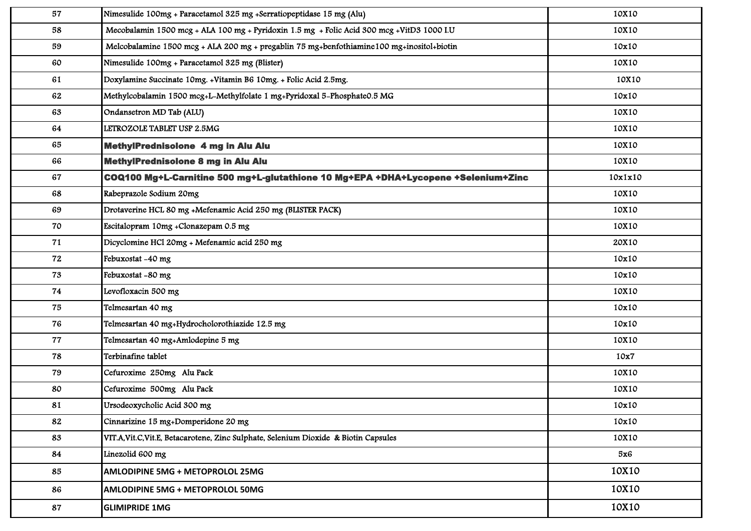| | | |
|---|---|---|
| 57 | Nimesulide 100mg + Paracetamol 325 mg +Serratiopeptidase 15 mg (Alu) | 10X10 |
| 58 | Mecobalamin 1500 mcg + ALA 100 mg + Pyridoxin 1.5 mg + Folic Acid 300 mcg +VitD3 1000 I.U | 10X10 |
| 59 | Melcobalamine 1500 mcg + ALA 200 mg + pregablin 75 mg+benfothiamine100 mg+inositol+biotin | 10x10 |
| 60 | Nimesulide 100mg + Paracetamol 325 mg (Blister) | 10X10 |
| 61 | Doxylamine Succinate 10mg. +Vitamin B6 10mg. + Folic Acid 2.5mg. | 10X10 |
| 62 | Methylcobalamin 1500 mcg+L-Methylfolate 1 mg+Pyridoxal 5-Phosphate0.5 MG | 10x10 |
| 63 | Ondansetron MD Tab (ALU) | 10X10 |
| 64 | LETROZOLE TABLET USP 2.5MG | 10X10 |
| 65 | **MethylPrednisolone 4 mg in Alu Alu** | 10X10 |
| 66 | **MethylPrednisolone 8 mg in Alu Alu** | 10X10 |
| 67 | **COQ100 Mg+L-Carnitine 500 mg+L-glutathione 10 Mg+EPA +DHA+Lycopene +Selenium+Zinc** | 10x1x10 |
| 68 | Rabeprazole Sodium 20mg | 10X10 |
| 69 | Drotaverine HCL 80 mg +Mefenamic Acid 250 mg (BLISTER PACK) | 10X10 |
| 70 | Escitalopram 10mg +Clonazepam 0.5 mg | 10X10 |
| 71 | Dicyclomine HCl 20mg + Mefenamic acid 250 mg | 20X10 |
| 72 | Febuxostat -40 mg | 10x10 |
| 73 | Febuxostat -80 mg | 10x10 |
| 74 | Levofloxacin 500 mg | 10X10 |
| 75 | Telmesartan 40 mg | 10x10 |
| 76 | Telmesartan 40 mg+Hydrocholorothiazide 12.5 mg | 10x10 |
| 77 | Telmesartan 40 mg+Amlodepine 5 mg | 10X10 |
| 78 | Terbinafine tablet | 10x7 |
| 79 | Cefuroxime 250mg Alu Pack | 10X10 |
| 80 | Cefuroxime 500mg Alu Pack | 10X10 |
| 81 | Ursodeoxycholic Acid 300 mg | 10x10 |
| 82 | Cinnarizine 15 mg+Domperidone 20 mg | 10x10 |
| 83 | VIT.A,Vit.C,Vit.E, Betacarotene, Zinc Sulphate, Selenium Dioxide & Biotin Capsules | 10X10 |
| 84 | Linezolid 600 mg | 5x6 |
| 85 | **AMLODIPINE 5MG + METOPROLOL 25MG** | 10X10 |
| 86 | **AMLODIPINE 5MG + METOPROLOL 50MG** | 10X10 |
| 87 | **GLIMIPRIDE 1MG** | 10X10 |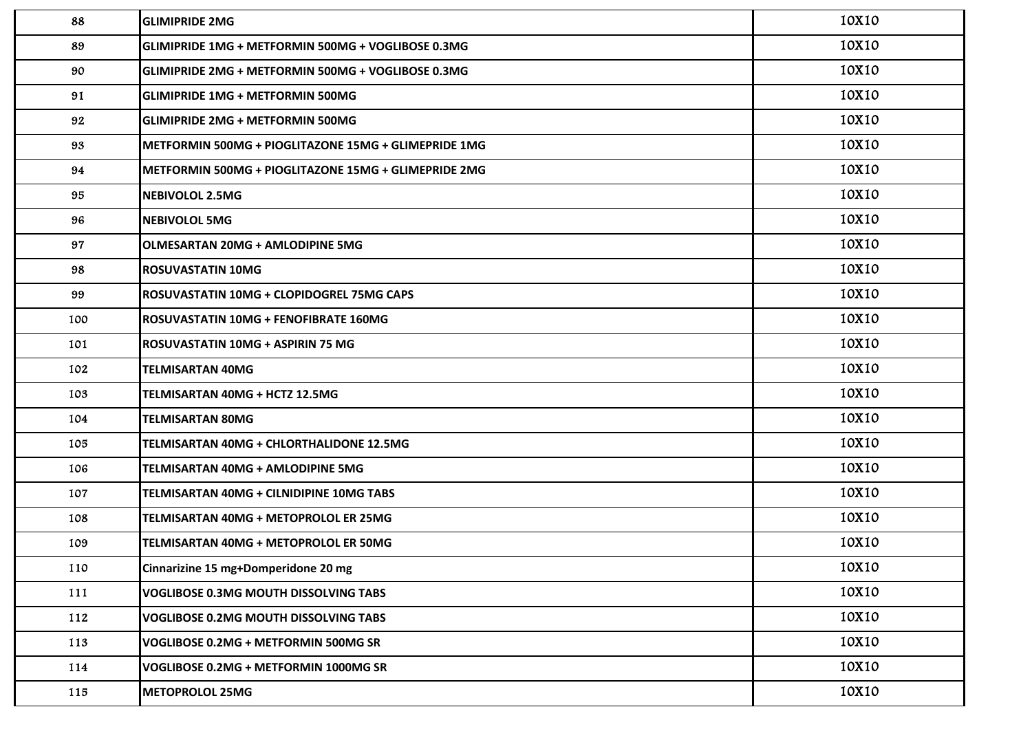| | | |
|---|---|---|
| 88 | GLIMIPRIDE 2MG | 10X10 |
| 89 | GLIMIPRIDE 1MG + METFORMIN 500MG + VOGLIBOSE 0.3MG | 10X10 |
| 90 | GLIMIPRIDE 2MG + METFORMIN 500MG + VOGLIBOSE 0.3MG | 10X10 |
| 91 | GLIMIPRIDE 1MG + METFORMIN 500MG | 10X10 |
| 92 | GLIMIPRIDE 2MG + METFORMIN 500MG | 10X10 |
| 93 | METFORMIN 500MG + PIOGLITAZONE 15MG + GLIMEPRIDE 1MG | 10X10 |
| 94 | METFORMIN 500MG + PIOGLITAZONE 15MG + GLIMEPRIDE 2MG | 10X10 |
| 95 | NEBIVOLOL 2.5MG | 10X10 |
| 96 | NEBIVOLOL 5MG | 10X10 |
| 97 | OLMESARTAN 20MG + AMLODIPINE 5MG | 10X10 |
| 98 | ROSUVASTATIN 10MG | 10X10 |
| 99 | ROSUVASTATIN 10MG + CLOPIDOGREL 75MG CAPS | 10X10 |
| 100 | ROSUVASTATIN 10MG + FENOFIBRATE 160MG | 10X10 |
| 101 | ROSUVASTATIN 10MG + ASPIRIN 75 MG | 10X10 |
| 102 | TELMISARTAN 40MG | 10X10 |
| 103 | TELMISARTAN 40MG + HCTZ 12.5MG | 10X10 |
| 104 | TELMISARTAN 80MG | 10X10 |
| 105 | TELMISARTAN 40MG + CHLORTHALIDONE 12.5MG | 10X10 |
| 106 | TELMISARTAN 40MG + AMLODIPINE 5MG | 10X10 |
| 107 | TELMISARTAN 40MG + CILNIDIPINE 10MG TABS | 10X10 |
| 108 | TELMISARTAN 40MG + METOPROLOL ER 25MG | 10X10 |
| 109 | TELMISARTAN 40MG + METOPROLOL ER 50MG | 10X10 |
| 110 | Cinnarizine 15 mg+Domperidone 20 mg | 10X10 |
| 111 | VOGLIBOSE 0.3MG MOUTH DISSOLVING TABS | 10X10 |
| 112 | VOGLIBOSE 0.2MG MOUTH DISSOLVING TABS | 10X10 |
| 113 | VOGLIBOSE 0.2MG + METFORMIN 500MG SR | 10X10 |
| 114 | VOGLIBOSE 0.2MG + METFORMIN 1000MG SR | 10X10 |
| 115 | METOPROLOL 25MG | 10X10 |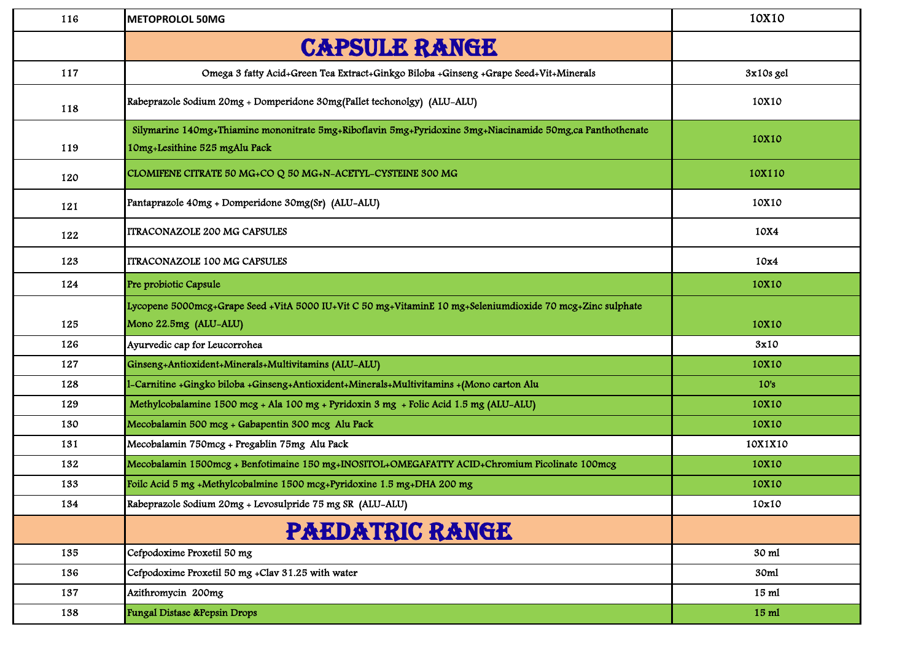| 116 | METOPROLOL 50MG | 10X10 |
|---|---|---|
| | **CAPSULE RANGE** | |
| 117 | Omega 3 fatty Acid+Green Tea Extract+Ginkgo Biloba +Ginseng +Grape Seed+Vit+Minerals | 3x10s gel |
| 118 | Rabeprazole Sodium 20mg + Domperidone 30mg(Pallet techonolgy) (ALU-ALU) | 10X10 |
| 119 | Silymarine 140mg+Thiamine mononitrate 5mg+Riboflavin 5mg+Pyridoxine 3mg+Niacinamide 50mg,ca Panthothenate 10mg+Lesithine 525 mgAlu Pack | 10X10 |
| 120 | CLOMIFENE CITRATE 50 MG+CO Q 50 MG+N-ACETYL-CYSTEINE 300 MG | 10X110 |
| 121 | Pantaprazole 40mg + Domperidone 30mg(Sr) (ALU-ALU) | 10X10 |
| 122 | ITRACONAZOLE 200 MG CAPSULES | 10X4 |
| 123 | ITRACONAZOLE 100 MG CAPSULES | 10x4 |
| 124 | Pre probiotic Capsule | 10X10 |
| 125 | Lycopene 5000mcg+Grape Seed +VitA 5000 IU+Vit C 50 mg+VitaminE 10 mg+Seleniumdioxide 70 mcg+Zinc sulphate Mono 22.5mg (ALU-ALU) | 10X10 |
| 126 | Ayurvedic cap for Leucorrohea | 3x10 |
| 127 | Ginseng+Antioxident+Minerals+Multivitamins (ALU-ALU) | 10X10 |
| 128 | l-Carnitine +Gingko biloba +Ginseng+Antioxident+Minerals+Multivitamins +(Mono carton Alu | 10's |
| 129 | Methylcobalamine 1500 mcg + Ala 100 mg + Pyridoxin 3 mg + Folic Acid 1.5 mg (ALU-ALU) | 10X10 |
| 130 | Mecobalamin 500 mcg + Gabapentin 300 mcg Alu Pack | 10X10 |
| 131 | Mecobalamin 750mcg + Pregablin 75mg Alu Pack | 10X1X10 |
| 132 | Mecobalamin 1500mcg + Benfotimaine 150 mg+INOSITOL+OMEGAFATTY ACID+Chromium Picolinate 100mcg | 10X10 |
| 133 | Foilc Acid 5 mg +Methylcobalmine 1500 mcg+Pyridoxine 1.5 mg+DHA 200 mg | 10X10 |
| 134 | Rabeprazole Sodium 20mg + Levosulpride 75 mg SR (ALU-ALU) | 10x10 |
| | **PAEDATRIC RANGE** | |
| 135 | Cefpodoxime Proxetil 50 mg | 30 ml |
| 136 | Cefpodoxime Proxetil 50 mg +Clav 31.25 with water | 30ml |
| 137 | Azithromycin 200mg | 15 ml |
| 138 | Fungal Distase &Pepsin Drops | 15 ml |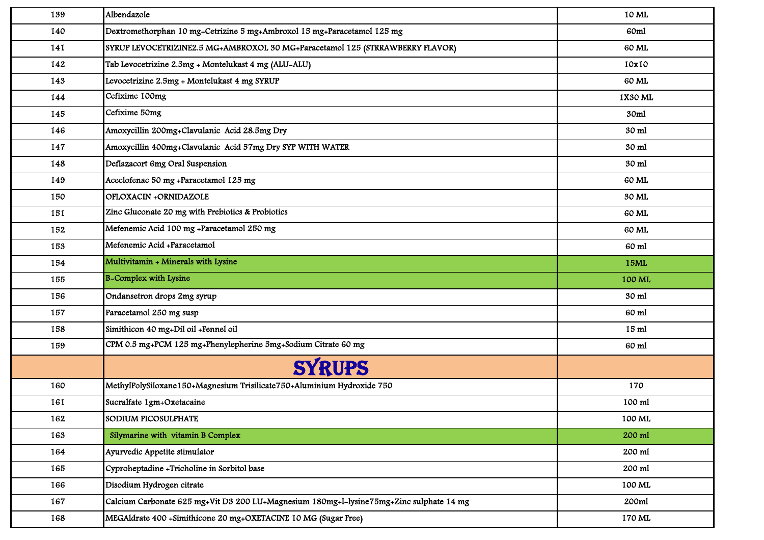| | | |
|---|---|---|
| 139 | Albendazole | 10 ML |
| 140 | Dextromethorphan 10 mg+Cetrizine 5 mg+Ambroxol 15 mg+Paracetamol 125 mg | 60ml |
| 141 | SYRUP LEVOCETRIZINE2.5 MG+AMBROXOL 30 MG+Paracetamol 125 (STRRAWBERRY FLAVOR) | 60 ML |
| 142 | Tab Levocetrizine 2.5mg + Montelukast 4 mg (ALU-ALU) | 10x10 |
| 143 | Levocetrizine 2.5mg + Montelukast 4 mg SYRUP | 60 ML |
| 144 | Cefixime 100mg | 1X30 ML |
| 145 | Cefixime 50mg | 30ml |
| 146 | Amoxycillin 200mg+Clavulanic Acid 28.5mg Dry | 30 ml |
| 147 | Amoxycillin 400mg+Clavulanic Acid 57mg Dry SYP WITH WATER | 30 ml |
| 148 | Deflazacort 6mg Oral Suspension | 30 ml |
| 149 | Aceclofenac 50 mg +Paracetamol 125 mg | 60 ML |
| 150 | OFLOXACIN +ORNIDAZOLE | 30 ML |
| 151 | Zinc Gluconate 20 mg with Prebiotics & Probiotics | 60 ML |
| 152 | Mefenemic Acid 100 mg +Paracetamol 250 mg | 60 ML |
| 153 | Mefenemic Acid +Paracetamol | 60 ml |
| 154 | Multivitamin + Minerals with Lysine | 15ML |
| 155 | B-Complex with Lysine | 100 ML |
| 156 | Ondansetron drops 2mg syrup | 30 ml |
| 157 | Paracetamol 250 mg susp | 60 ml |
| 158 | Simithicon 40 mg+Dil oil +Fennel oil | 15 ml |
| 159 | CPM 0.5 mg+PCM 125 mg+Phenylepherine 5mg+Sodium Citrate 60 mg | 60 ml |
| | **SYRUPS** | |
| 160 | MethylPolySiloxane150+Magnesium Trisilicate750+Aluminium Hydroxide 750 | 170 |
| 161 | Sucralfate 1gm+Oxetacaine | 100 ml |
| 162 | SODIUM PICOSULPHATE | 100 ML |
| 163 | Silymarine with vitamin B Complex | 200 ml |
| 164 | Ayurvedic Appetite stimulator | 200 ml |
| 165 | Cyproheptadine +Tricholine in Sorbitol base | 200 ml |
| 166 | Disodium Hydrogen citrate | 100 ML |
| 167 | Calcium Carbonate 625 mg+Vit D3 200 I.U+Magnesium 180mg+l-lysine75mg+Zinc sulphate 14 mg | 200ml |
| 168 | MEGAldrate 400 +Simithicone 20 mg+OXETACINE 10 MG (Sugar Free) | 170 ML |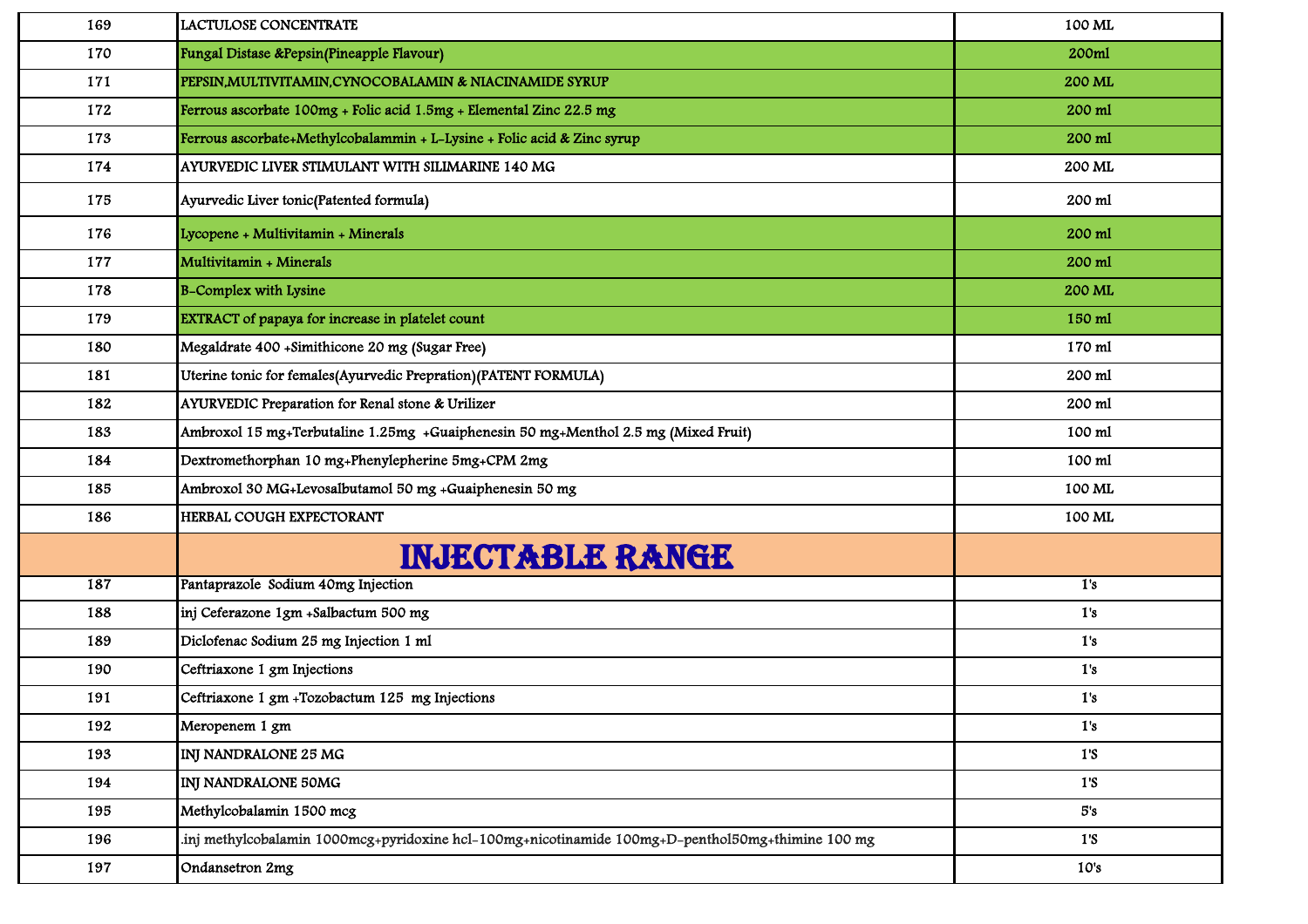| 169 | LACTULOSE CONCENTRATE | 100 ML |
|---|---|---|
| 170 | Fungal Distase &Pepsin(Pineapple Flavour) | 200ml |
| 171 | PEPSIN,MULTIVITAMIN,CYNOCOBALAMIN & NIACINAMIDE SYRUP | 200 ML |
| 172 | Ferrous ascorbate 100mg + Folic acid 1.5mg + Elemental Zinc 22.5 mg | 200 ml |
| 173 | Ferrous ascorbate+Methylcobalammin + L-Lysine + Folic acid & Zinc syrup | 200 ml |
| 174 | AYURVEDIC LIVER STIMULANT WITH SILIMARINE 140 MG | 200 ML |
| 175 | Ayurvedic Liver tonic(Patented formula) | 200 ml |
| 176 | Lycopene + Multivitamin + Minerals | 200 ml |
| 177 | Multivitamin + Minerals | 200 ml |
| 178 | B-Complex with Lysine | 200 ML |
| 179 | EXTRACT of papaya for increase in platelet count | 150 ml |
| 180 | Megaldrate 400 +Simithicone 20 mg (Sugar Free) | 170 ml |
| 181 | Uterine tonic for females(Ayurvedic Prepration)(PATENT FORMULA) | 200 ml |
| 182 | AYURVEDIC Preparation for Renal stone & Urilizer | 200 ml |
| 183 | Ambroxol 15 mg+Terbutaline 1.25mg +Guaiphenesin 50 mg+Menthol 2.5 mg (Mixed Fruit) | 100 ml |
| 184 | Dextromethorphan 10 mg+Phenylepherine 5mg+CPM 2mg | 100 ml |
| 185 | Ambroxol 30 MG+Levosalbutamol 50 mg +Guaiphenesin 50 mg | 100 ML |
| 186 | HERBAL COUGH EXPECTORANT | 100 ML |
| | **INJECTABLE RANGE** | |
| 187 | Pantaprazole Sodium 40mg Injection | 1's |
| 188 | inj Ceferazone 1gm +Salbactum 500 mg | 1's |
| 189 | Diclofenac Sodium 25 mg Injection 1 ml | 1's |
| 190 | Ceftriaxone 1 gm Injections | 1's |
| 191 | Ceftriaxone 1 gm +Tozobactum 125 mg Injections | 1's |
| 192 | Meropenem 1 gm | 1's |
| 193 | INJ NANDRALONE 25 MG | 1'S |
| 194 | INJ NANDRALONE 50MG | 1'S |
| 195 | Methylcobalamin 1500 mcg | 5's |
| 196 | .inj methylcobalamin 1000mcg+pyridoxine hcl-100mg+nicotinamide 100mg+D-penthol50mg+thimine 100 mg | 1'S |
| 197 | Ondansetron 2mg | 10's |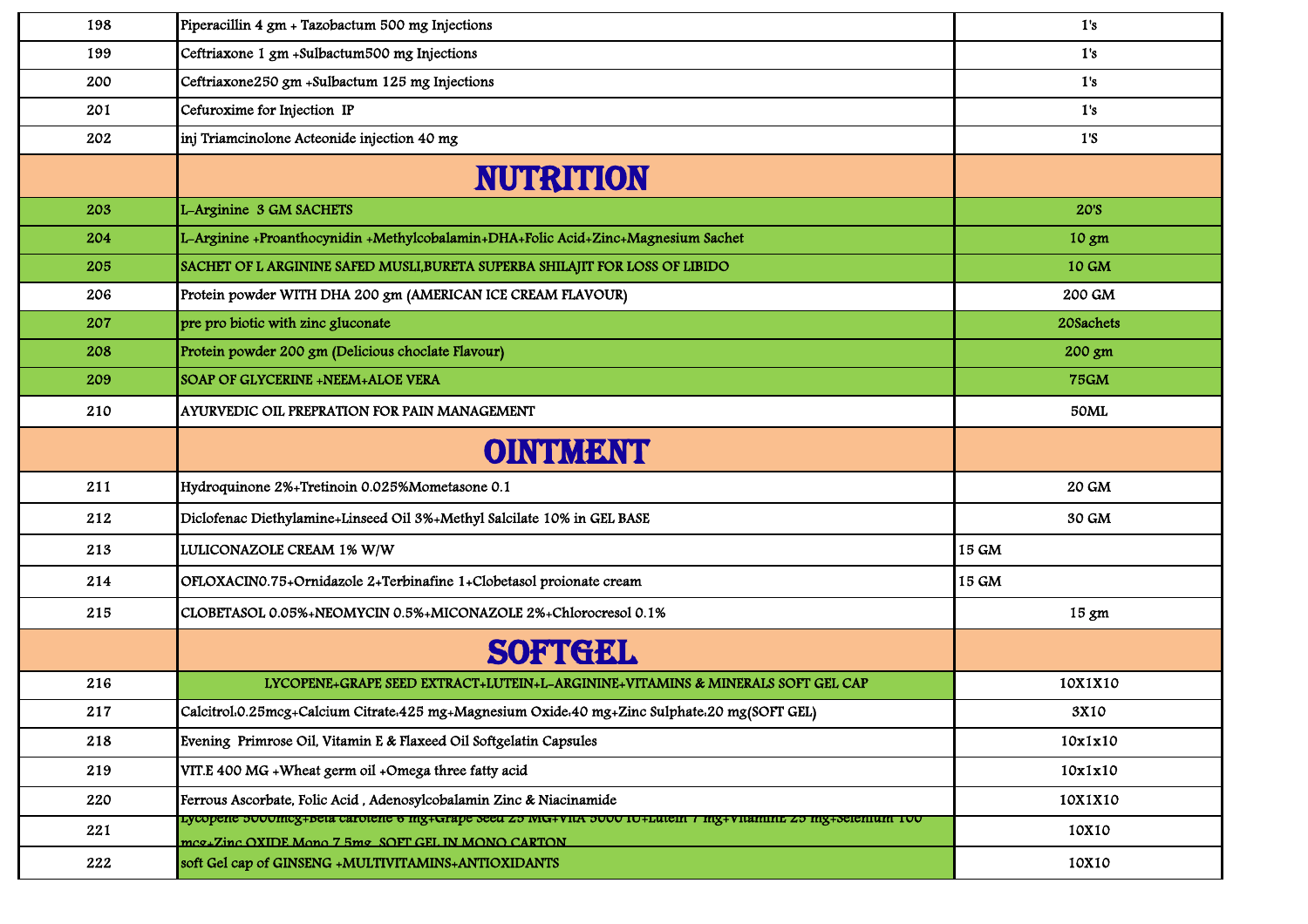| | | |
|---|---|---|
| 198 | Piperacillin 4 gm + Tazobactum 500 mg Injections | 1's |
| 199 | Ceftriaxone 1 gm +Sulbactum500 mg Injections | 1's |
| 200 | Ceftriaxone250 gm +Sulbactum 125 mg Injections | 1's |
| 201 | Cefuroxime for Injection IP | 1's |
| 202 | inj Triamcinolone Acteonide injection 40 mg | 1'S |
| | **NUTRITION** | |
| 203 | L-Arginine 3 GM SACHETS | 20'S |
| 204 | L-Arginine +Proanthocynidin +Methylcobalamin+DHA+Folic Acid+Zinc+Magnesium Sachet | 10 gm |
| 205 | SACHET OF L ARGININE SAFED MUSLI,BURETA SUPERBA SHILAJIT FOR LOSS OF LIBIDO | 10 GM |
| 206 | Protein powder WITH DHA 200 gm (AMERICAN ICE CREAM FLAVOUR) | 200 GM |
| 207 | pre pro biotic with zinc gluconate | 20Sachets |
| 208 | Protein powder 200 gm (Delicious choclate Flavour) | 200 gm |
| 209 | SOAP OF GLYCERINE +NEEM+ALOE VERA | 75GM |
| 210 | AYURVEDIC OIL PREPRATION FOR PAIN MANAGEMENT | 50ML |
| | **OINTMENT** | |
| 211 | Hydroquinone 2%+Tretinoin 0.025%Mometasone 0.1 | 20 GM |
| 212 | Diclofenac Diethylamine+Linseed Oil 3%+Methyl Salcilate 10% in GEL BASE | 30 GM |
| 213 | LULICONAZOLE CREAM 1% W/W | 15 GM |
| 214 | OFLOXACIN0.75+Ornidazole 2+Terbinafine 1+Clobetasol proionate cream | 15 GM |
| 215 | CLOBETASOL 0.05%+NEOMYCIN 0.5%+MICONAZOLE 2%+Chlorocresol 0.1% | 15 gm |
| | **SOFTGEL** | |
| 216 | LYCOPENE+GRAPE SEED EXTRACT+LUTEIN+L-ARGININE+VITAMINS & MINERALS SOFT GEL CAP | 10X1X10 |
| 217 | Calcitrol,0.25mcg+Calcium Citrate,425 mg+Magnesium Oxide,40 mg+Zinc Sulphate,20 mg(SOFT GEL) | 3X10 |
| 218 | Evening Primrose Oil, Vitamin E & Flaxeed Oil Softgelatin Capsules | 10x1x10 |
| 219 | VIT.E 400 MG +Wheat germ oil +Omega three fatty acid | 10x1x10 |
| 220 | Ferrous Ascorbate, Folic Acid , Adenosylcobalamin Zinc & Niacinamide | 10X1X10 |
| 221 | Lycopene 5000mcg+Beta carotene 6 mg+Grape Seed 25 MG+VitA 5000 IU+Lutein 7 mg+VitaminE 25 mg+Selenium 100 mcg+Zinc OXIDE Mono 7.5mg SOFT GEL IN MONO CARTON | 10X10 |
| 222 | soft Gel cap of GINSENG +MULTIVITAMINS+ANTIOXIDANTS | 10X10 |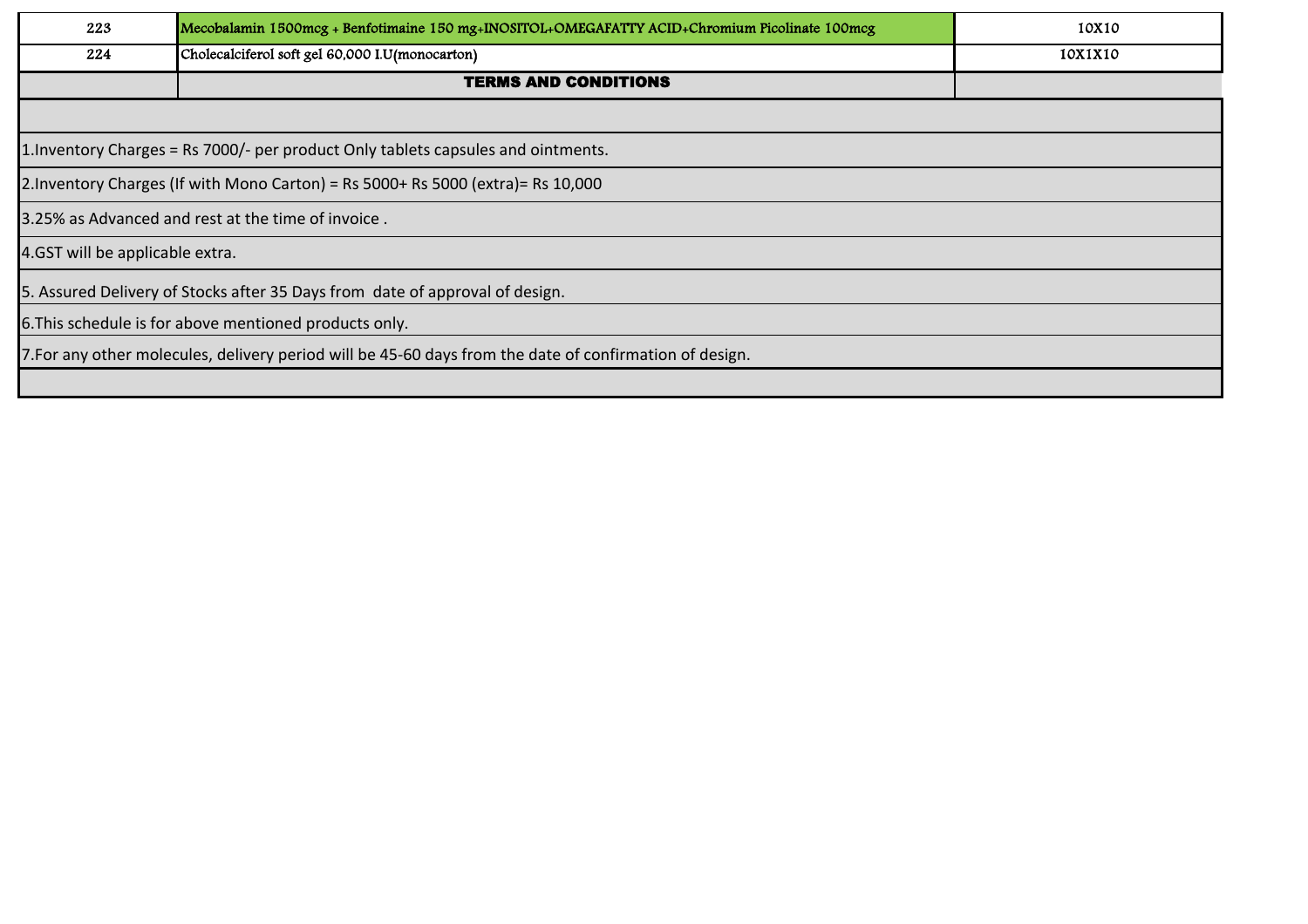| | | |
|---|---|---|
| 223 | Mecobalamin 1500mcg + Benfotimaine 150 mg+INOSITOL+OMEGAFATTY ACID+Chromium Picolinate 100mcg | 10X10 |
| 224 | Cholecalciferol soft gel 60,000 I.U(monocarton) | 10X1X10 |

## TERMS AND CONDITIONS

1.Inventory Charges = Rs 7000/- per product Only tablets capsules and ointments.

2.Inventory Charges (If with Mono Carton) = Rs 5000+ Rs 5000 (extra)= Rs 10,000

3.25% as Advanced and rest at the time of invoice .

4.GST will be applicable extra.

5. Assured Delivery of Stocks after 35 Days from date of approval of design.

6.This schedule is for above mentioned products only.

7.For any other molecules, delivery period will be 45-60 days from the date of confirmation of design.